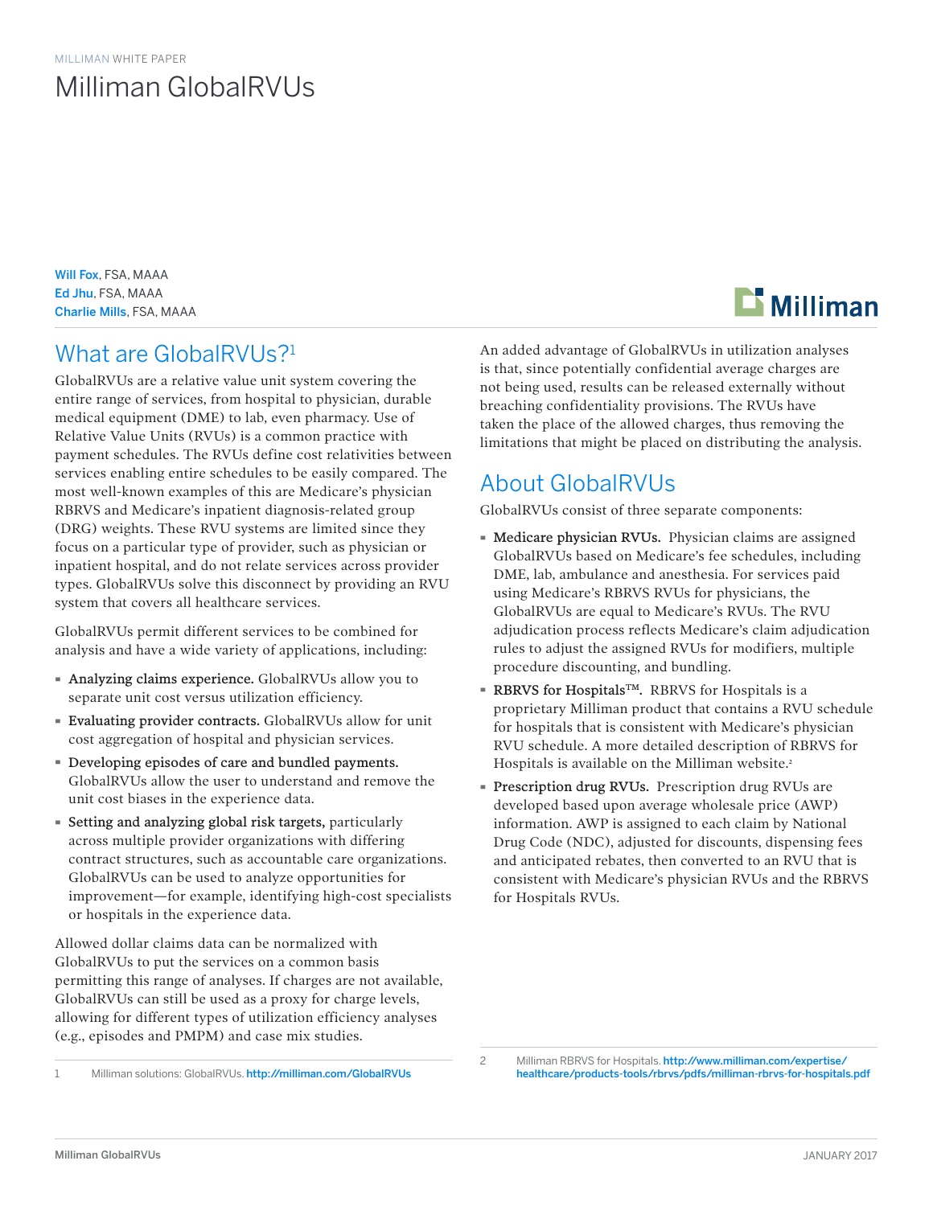MILLIMAN WHITE PAPER

# Milliman GlobalRVUs

Will Fox, FSA, MAAA
Ed Jhu, FSA, MAAA
Charlie Mills, FSA, MAAA

## What are GlobalRVUs?[1]

GlobalRVUs are a relative value unit system covering the entire range of services, from hospital to physician, durable medical equipment (DME) to lab, even pharmacy. Use of Relative Value Units (RVUs) is a common practice with payment schedules. The RVUs define cost relativities between services enabling entire schedules to be easily compared. The most well-known examples of this are Medicare's physician RBRVS and Medicare's inpatient diagnosis-related group (DRG) weights. These RVU systems are limited since they focus on a particular type of provider, such as physician or inpatient hospital, and do not relate services across provider types. GlobalRVUs solve this disconnect by providing an RVU system that covers all healthcare services.

GlobalRVUs permit different services to be combined for analysis and have a wide variety of applications, including:

- **Analyzing claims experience.** GlobalRVUs allow you to separate unit cost versus utilization efficiency.
- **Evaluating provider contracts.** GlobalRVUs allow for unit cost aggregation of hospital and physician services.
- **Developing episodes of care and bundled payments.** GlobalRVUs allow the user to understand and remove the unit cost biases in the experience data.
- **Setting and analyzing global risk targets,** particularly across multiple provider organizations with differing contract structures, such as accountable care organizations. GlobalRVUs can be used to analyze opportunities for improvement—for example, identifying high-cost specialists or hospitals in the experience data.

Allowed dollar claims data can be normalized with GlobalRVUs to put the services on a common basis permitting this range of analyses. If charges are not available, GlobalRVUs can still be used as a proxy for charge levels, allowing for different types of utilization efficiency analyses (e.g., episodes and PMPM) and case mix studies.

An added advantage of GlobalRVUs in utilization analyses is that, since potentially confidential average charges are not being used, results can be released externally without breaching confidentiality provisions. The RVUs have taken the place of the allowed charges, thus removing the limitations that might be placed on distributing the analysis.

## About GlobalRVUs

GlobalRVUs consist of three separate components:

- **Medicare physician RVUs.** Physician claims are assigned GlobalRVUs based on Medicare's fee schedules, including DME, lab, ambulance and anesthesia. For services paid using Medicare's RBRVS RVUs for physicians, the GlobalRVUs are equal to Medicare's RVUs. The RVU adjudication process reflects Medicare's claim adjudication rules to adjust the assigned RVUs for modifiers, multiple procedure discounting, and bundling.
- **RBRVS for Hospitals™.** RBRVS for Hospitals is a proprietary Milliman product that contains a RVU schedule for hospitals that is consistent with Medicare's physician RVU schedule. A more detailed description of RBRVS for Hospitals is available on the Milliman website.[2]
- **Prescription drug RVUs.** Prescription drug RVUs are developed based upon average wholesale price (AWP) information. AWP is assigned to each claim by National Drug Code (NDC), adjusted for discounts, dispensing fees and anticipated rebates, then converted to an RVU that is consistent with Medicare's physician RVUs and the RBRVS for Hospitals RVUs.

1 Milliman solutions: GlobalRVUs. http://milliman.com/GlobalRVUs

2 Milliman RBRVS for Hospitals. http://www.milliman.com/expertise/healthcare/products-tools/rbrvs/pdfs/milliman-rbrvs-for-hospitals.pdf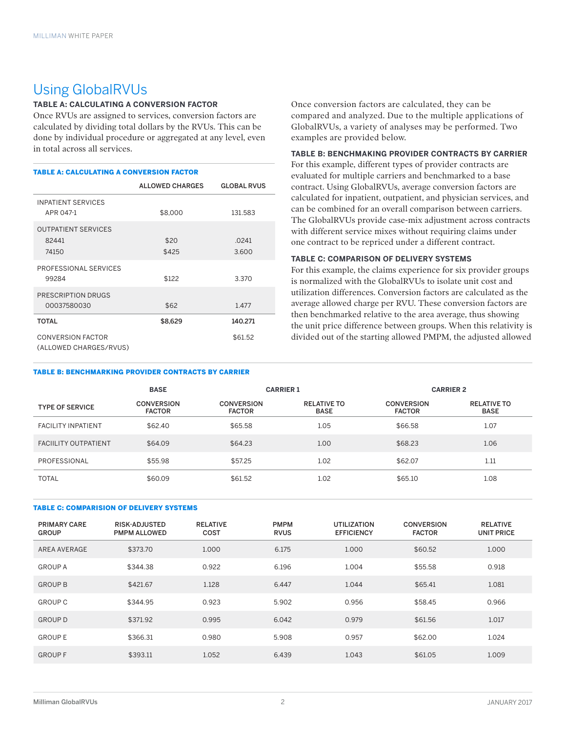# Using GlobalRVUs

### TABLE A: CALCULATING A CONVERSION FACTOR

Once RVUs are assigned to services, conversion factors are calculated by dividing total dollars by the RVUs. This can be done by individual procedure or aggregated at any level, even in total across all services.

**TABLE A: CALCULATING A CONVERSION FACTOR**

| | ALLOWED CHARGES | GLOBAL RVUS |
|---|---|---|
| INPATIENT SERVICES | | |
| APR 047-1 | $8,000 | 131.583 |
| OUTPATIENT SERVICES | | |
| 82441 | $20 | .0241 |
| 74150 | $425 | 3.600 |
| PROFESSIONAL SERVICES | | |
| 99284 | $122 | 3.370 |
| PRESCRIPTION DRUGS | | |
| 00037580030 | $62 | 1.477 |
| **TOTAL** | **$8,629** | **140.271** |
| CONVERSION FACTOR (ALLOWED CHARGES/RVUS) | | $61.52 |

Once conversion factors are calculated, they can be compared and analyzed. Due to the multiple applications of GlobalRVUs, a variety of analyses may be performed. Two examples are provided below.

### TABLE B: BENCHMAKING PROVIDER CONTRACTS BY CARRIER

For this example, different types of provider contracts are evaluated for multiple carriers and benchmarked to a base contract. Using GlobalRVUs, average conversion factors are calculated for inpatient, outpatient, and physician services, and can be combined for an overall comparison between carriers. The GlobalRVUs provide case-mix adjustment across contracts with different service mixes without requiring claims under one contract to be repriced under a different contract.

### TABLE C: COMPARISON OF DELIVERY SYSTEMS

For this example, the claims experience for six provider groups is normalized with the GlobalRVUs to isolate unit cost and utilization differences. Conversion factors are calculated as the average allowed charge per RVU. These conversion factors are then benchmarked relative to the area average, thus showing the unit price difference between groups. When this relativity is divided out of the starting allowed PMPM, the adjusted allowed

**TABLE B: BENCHMARKING PROVIDER CONTRACTS BY CARRIER**

| | BASE | CARRIER 1 | | CARRIER 2 | |
|---|---|---|---|---|---|
| TYPE OF SERVICE | CONVERSION FACTOR | CONVERSION FACTOR | RELATIVE TO BASE | CONVERSION FACTOR | RELATIVE TO BASE |
| FACILITY INPATIENT | $62.40 | $65.58 | 1.05 | $66.58 | 1.07 |
| FACIILITY OUTPATIENT | $64.09 | $64.23 | 1.00 | $68.23 | 1.06 |
| PROFESSIONAL | $55.98 | $57.25 | 1.02 | $62.07 | 1.11 |
| TOTAL | $60.09 | $61.52 | 1.02 | $65.10 | 1.08 |

**TABLE C: COMPARISION OF DELIVERY SYSTEMS**

| PRIMARY CARE GROUP | RISK-ADJUSTED PMPM ALLOWED | RELATIVE COST | PMPM RVUS | UTILIZATION EFFICIENCY | CONVERSION FACTOR | RELATIVE UNIT PRICE |
|---|---|---|---|---|---|---|
| AREA AVERAGE | $373.70 | 1.000 | 6.175 | 1.000 | $60.52 | 1.000 |
| GROUP A | $344.38 | 0.922 | 6.196 | 1.004 | $55.58 | 0.918 |
| GROUP B | $421.67 | 1.128 | 6.447 | 1.044 | $65.41 | 1.081 |
| GROUP C | $344.95 | 0.923 | 5.902 | 0.956 | $58.45 | 0.966 |
| GROUP D | $371.92 | 0.995 | 6.042 | 0.979 | $61.56 | 1.017 |
| GROUP E | $366.31 | 0.980 | 5.908 | 0.957 | $62.00 | 1.024 |
| GROUP F | $393.11 | 1.052 | 6.439 | 1.043 | $61.05 | 1.009 |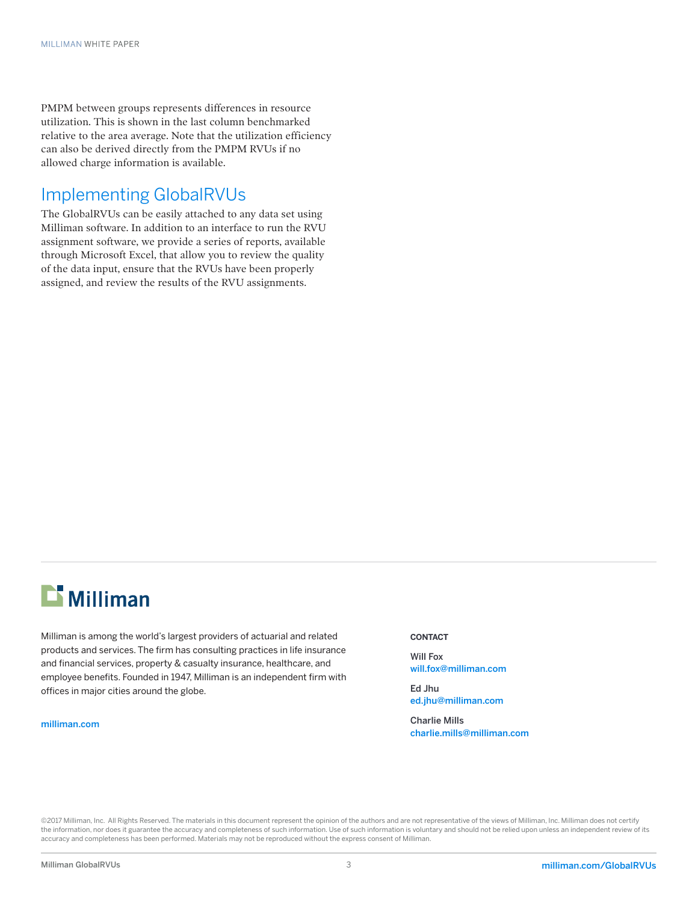PMPM between groups represents differences in resource utilization. This is shown in the last column benchmarked relative to the area average. Note that the utilization efficiency can also be derived directly from the PMPM RVUs if no allowed charge information is available.

## Implementing GlobalRVUs

The GlobalRVUs can be easily attached to any data set using Milliman software. In addition to an interface to run the RVU assignment software, we provide a series of reports, available through Microsoft Excel, that allow you to review the quality of the data input, ensure that the RVUs have been properly assigned, and review the results of the RVU assignments.

Milliman is among the world's largest providers of actuarial and related products and services. The firm has consulting practices in life insurance and financial services, property & casualty insurance, healthcare, and employee benefits. Founded in 1947, Milliman is an independent firm with offices in major cities around the globe.

milliman.com

**CONTACT**

Will Fox
will.fox@milliman.com

Ed Jhu
ed.jhu@milliman.com

Charlie Mills
charlie.mills@milliman.com

©2017 Milliman, Inc. All Rights Reserved. The materials in this document represent the opinion of the authors and are not representative of the views of Milliman, Inc. Milliman does not certify the information, nor does it guarantee the accuracy and completeness of such information. Use of such information is voluntary and should not be relied upon unless an independent review of its accuracy and completeness has been performed. Materials may not be reproduced without the express consent of Milliman.